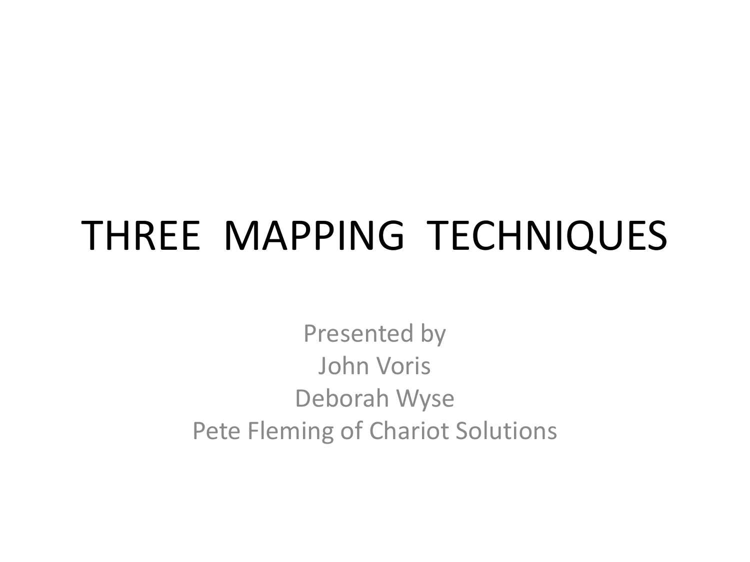# THREE MAPPING TECHNIQUES

Presented by
John Voris
Deborah Wyse
Pete Fleming of Chariot Solutions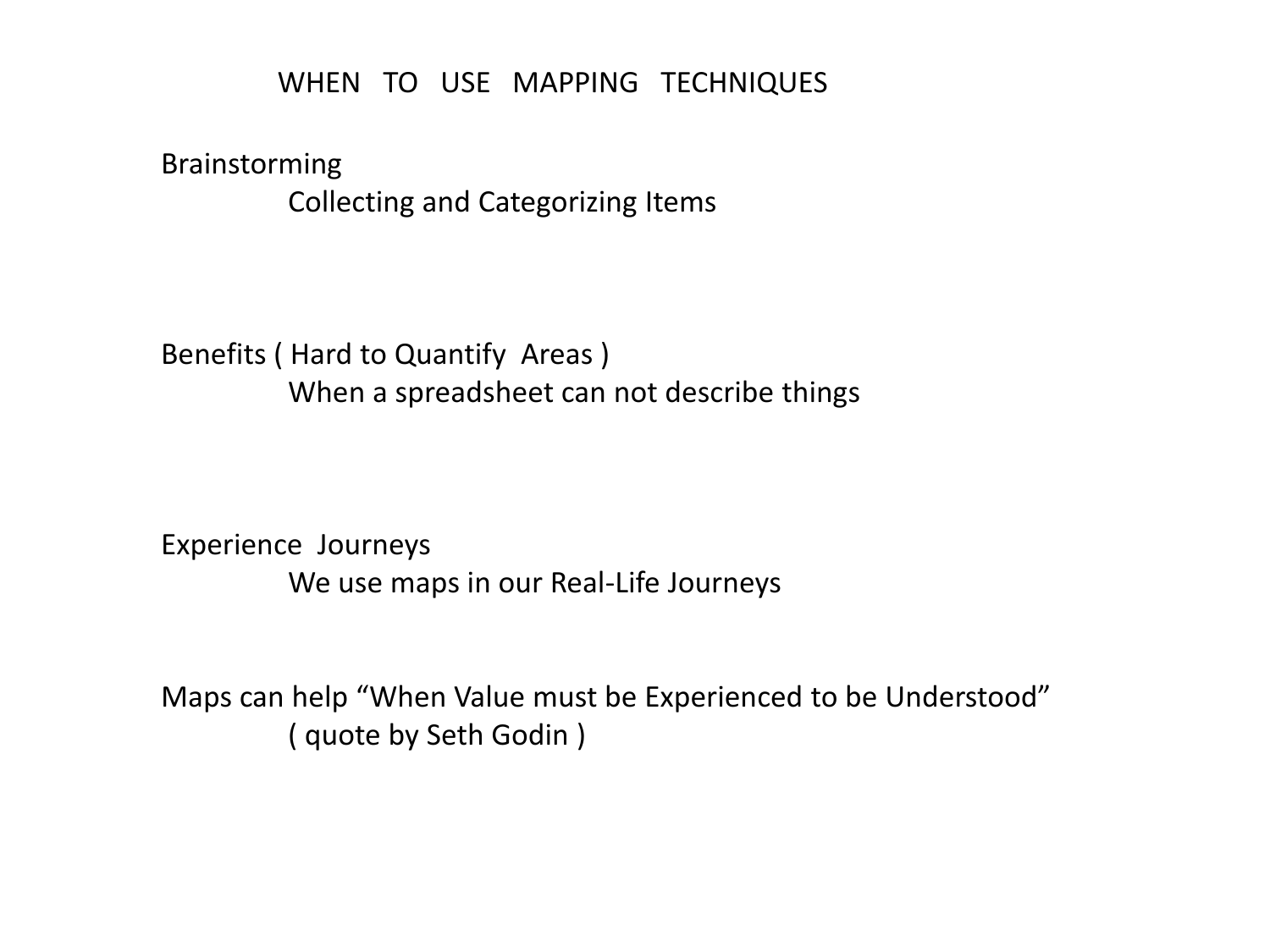# WHEN TO USE MAPPING TECHNIQUES

Brainstorming

Collecting and Categorizing Items

Benefits ( Hard to Quantify Areas )

When a spreadsheet can not describe things

Experience Journeys

We use maps in our Real-Life Journeys

Maps can help “When Value must be Experienced to be Understood”

( quote by Seth Godin )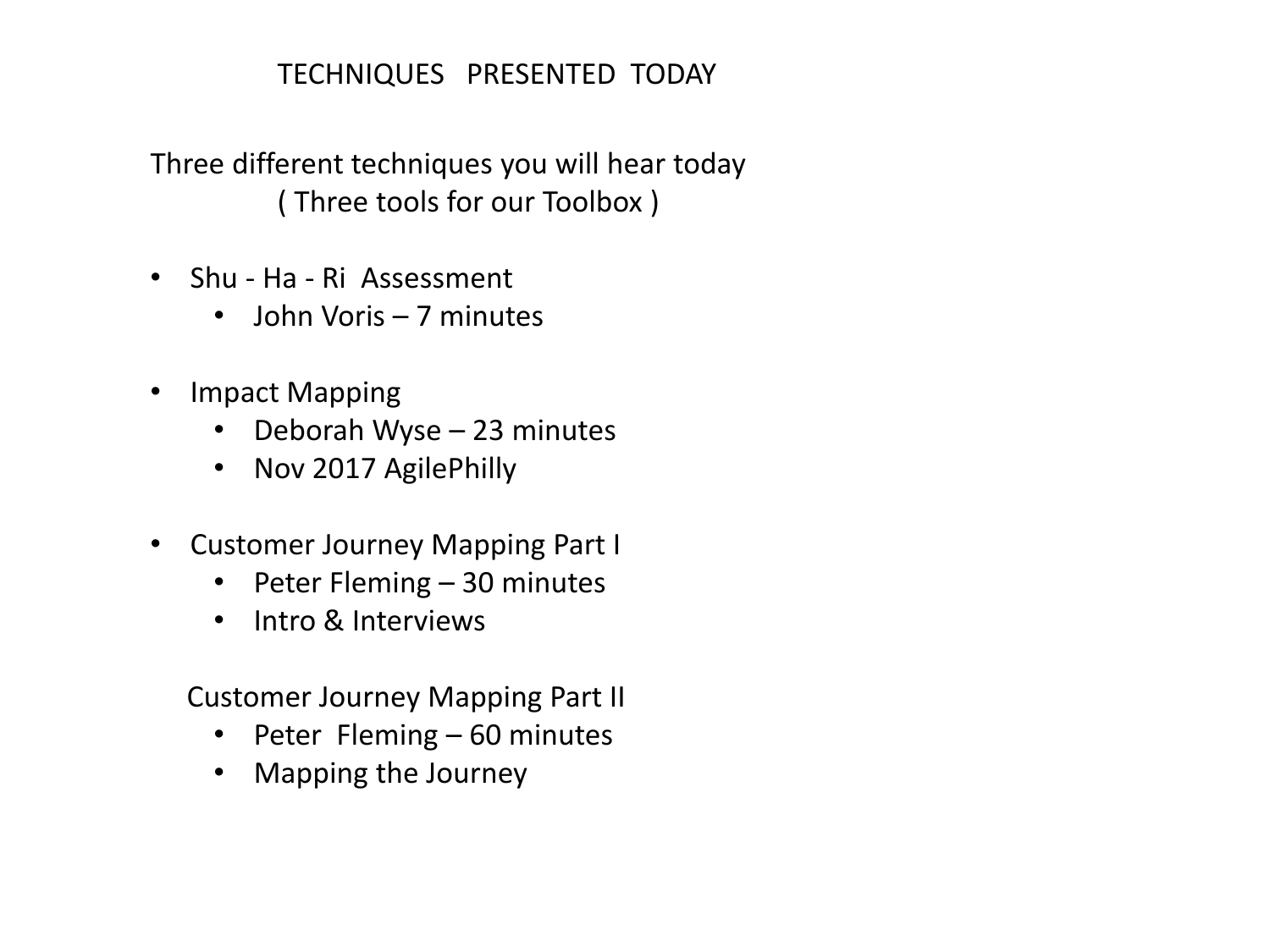# TECHNIQUES PRESENTED TODAY

Three different techniques you will hear today
( Three tools for our Toolbox )

- Shu - Ha - Ri Assessment
  - John Voris – 7 minutes
- Impact Mapping
  - Deborah Wyse – 23 minutes
  - Nov 2017 AgilePhilly
- Customer Journey Mapping Part I
  - Peter Fleming – 30 minutes
  - Intro & Interviews

  Customer Journey Mapping Part II
  - Peter Fleming – 60 minutes
  - Mapping the Journey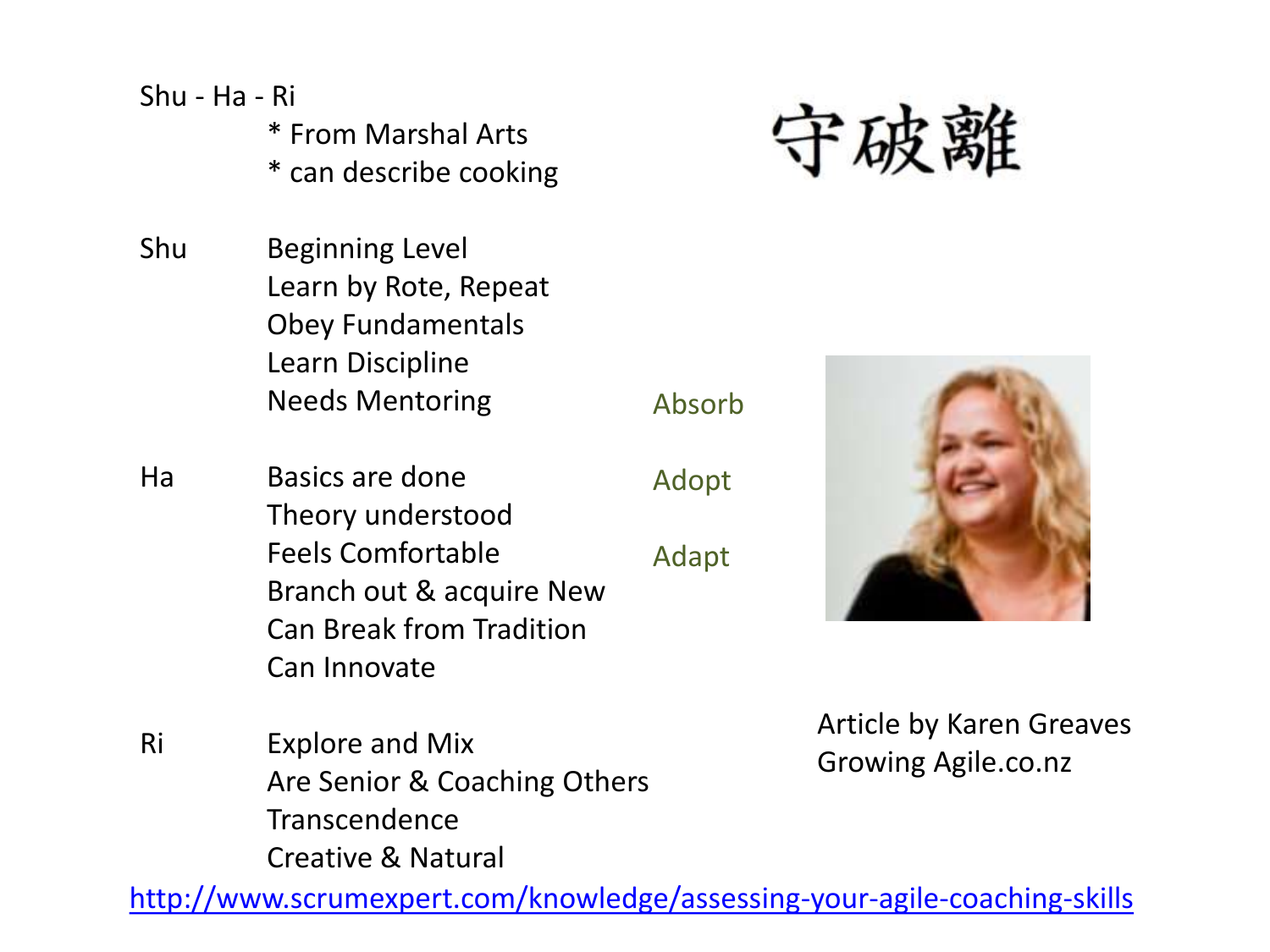# Shu - Ha - Ri

* From Marshal Arts
* can describe cooking

守破離

**Shu**

- Beginning Level
- Learn by Rote, Repeat
- Obey Fundamentals
- Learn Discipline
- Needs Mentoring

Absorb

**Ha**

- Basics are done
- Theory understood
- Feels Comfortable
- Branch out & acquire New
- Can Break from Tradition
- Can Innovate

Adopt

Adapt

**Ri**

- Explore and Mix
- Are Senior & Coaching Others
- Transcendence
- Creative & Natural

Article by Karen Greaves
Growing Agile.co.nz

http://www.scrumexpert.com/knowledge/assessing-your-agile-coaching-skills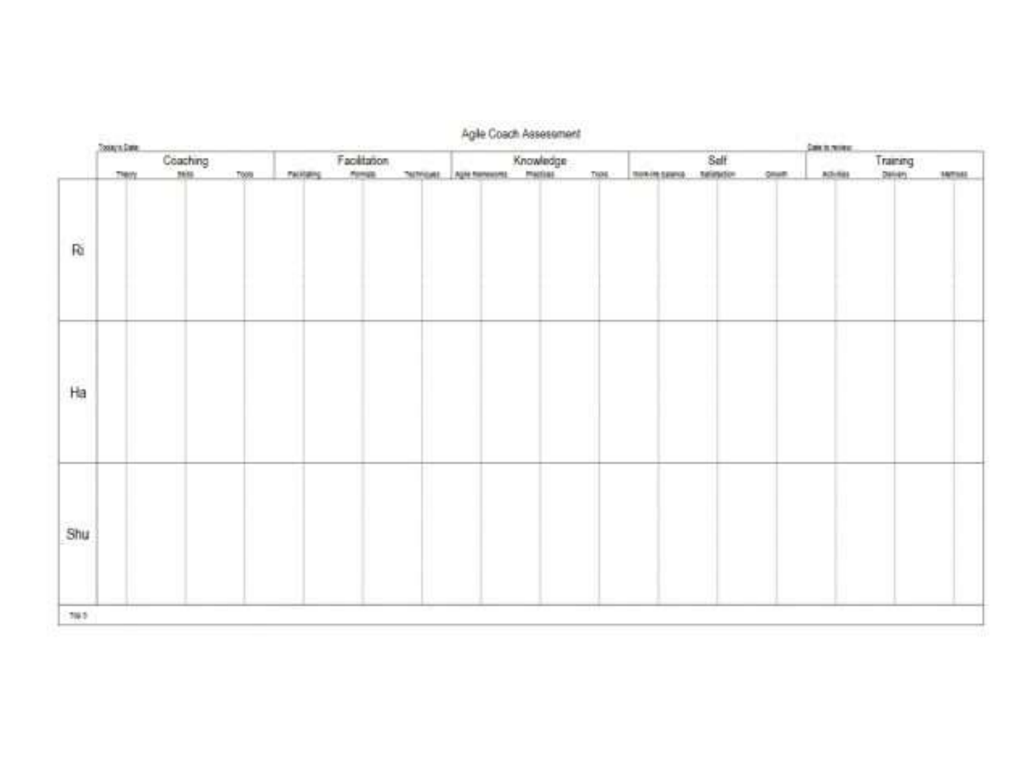# Agile Coach Assessment

Today's Date

Date to review

| | Coaching | | | Facilitation | | | Knowledge | | | Self | | | Training | | |
|---|---|---|---|---|---|---|---|---|---|---|---|---|---|---|---|
| | Theory | Skills | Tools | Facilitating | Formats | Techniques | Agile frameworks | Practices | Tools | Work-life balance | Satisfaction | Growth | Activities | Delivery | Methods |
| Ri | | | | | | | | | | | | | | | |
| Ha | | | | | | | | | | | | | | | |
| Shu | | | | | | | | | | | | | | | |

TW 3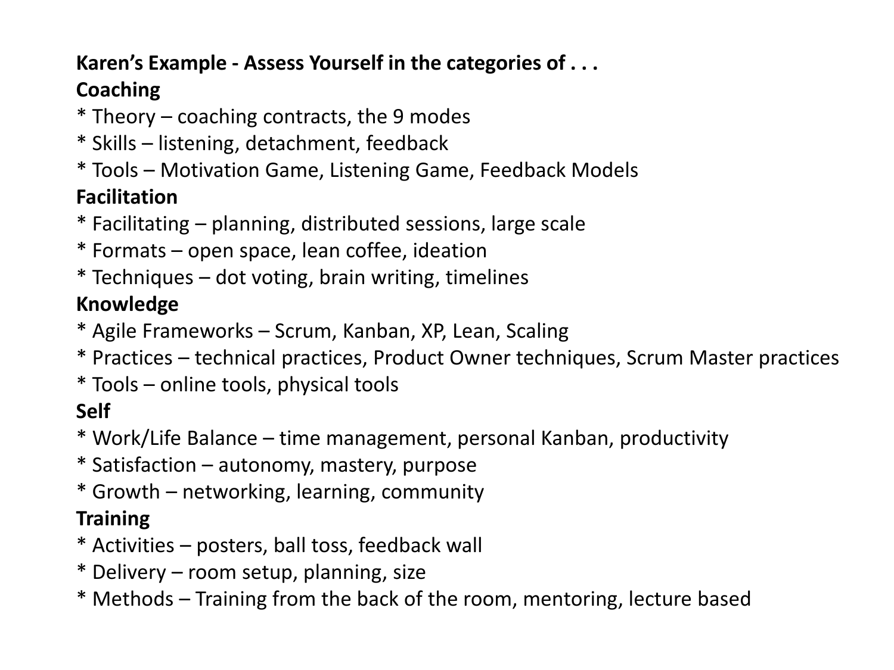**Karen's Example - Assess Yourself in the categories of . . .**

**Coaching**

* Theory – coaching contracts, the 9 modes
* Skills – listening, detachment, feedback
* Tools – Motivation Game, Listening Game, Feedback Models

**Facilitation**

* Facilitating – planning, distributed sessions, large scale
* Formats – open space, lean coffee, ideation
* Techniques – dot voting, brain writing, timelines

**Knowledge**

* Agile Frameworks – Scrum, Kanban, XP, Lean, Scaling
* Practices – technical practices, Product Owner techniques, Scrum Master practices
* Tools – online tools, physical tools

**Self**

* Work/Life Balance – time management, personal Kanban, productivity
* Satisfaction – autonomy, mastery, purpose
* Growth – networking, learning, community

**Training**

* Activities – posters, ball toss, feedback wall
* Delivery – room setup, planning, size
* Methods – Training from the back of the room, mentoring, lecture based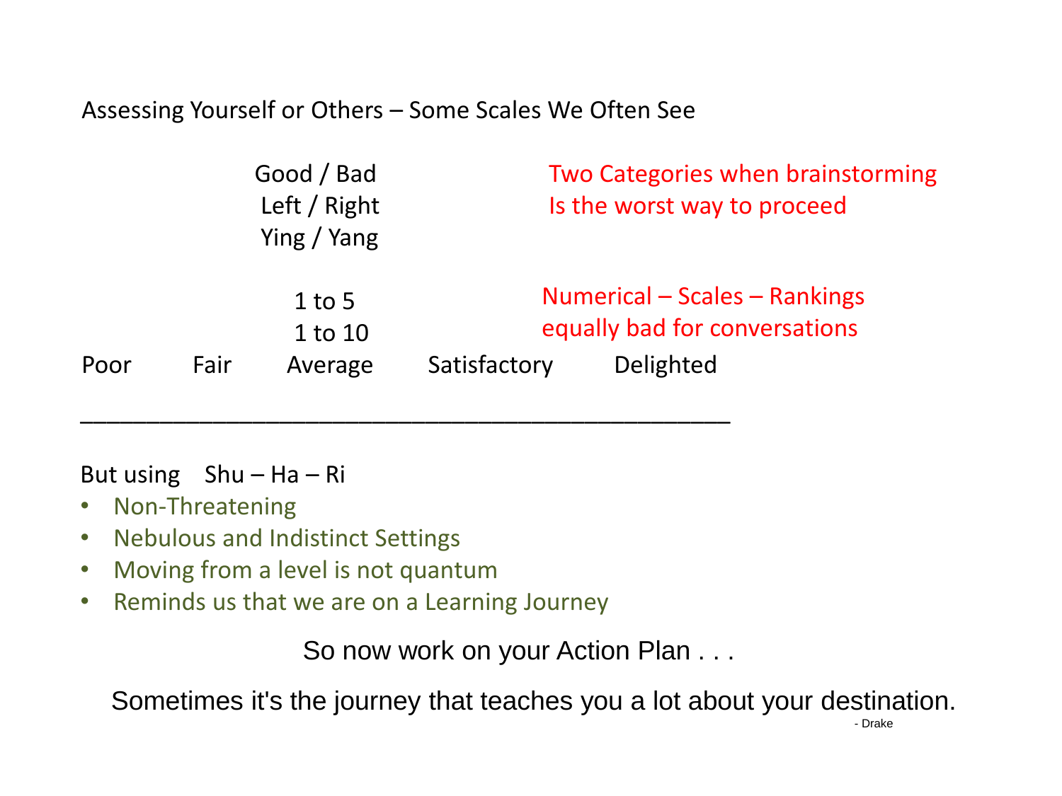Assessing Yourself or Others – Some Scales We Often See

Good / Bad
Left / Right
Ying / Yang

Two Categories when brainstorming
Is the worst way to proceed

1 to 5
1 to 10

Numerical – Scales – Rankings
equally bad for conversations

Poor Fair Average Satisfactory Delighted

---

But using Shu – Ha – Ri

- Non-Threatening
- Nebulous and Indistinct Settings
- Moving from a level is not quantum
- Reminds us that we are on a Learning Journey

So now work on your Action Plan . . .

Sometimes it's the journey that teaches you a lot about your destination.

- Drake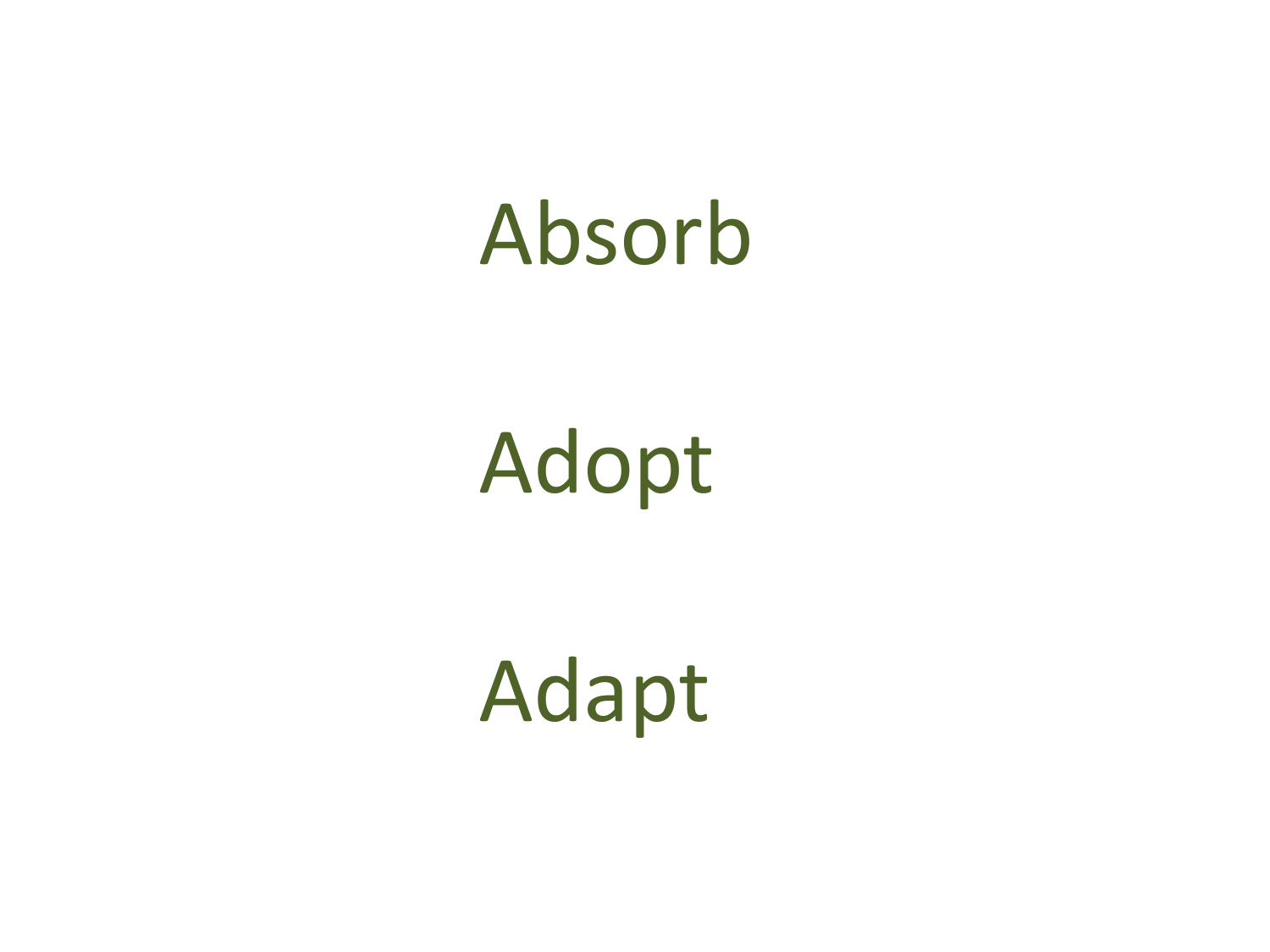Absorb

Adopt

Adapt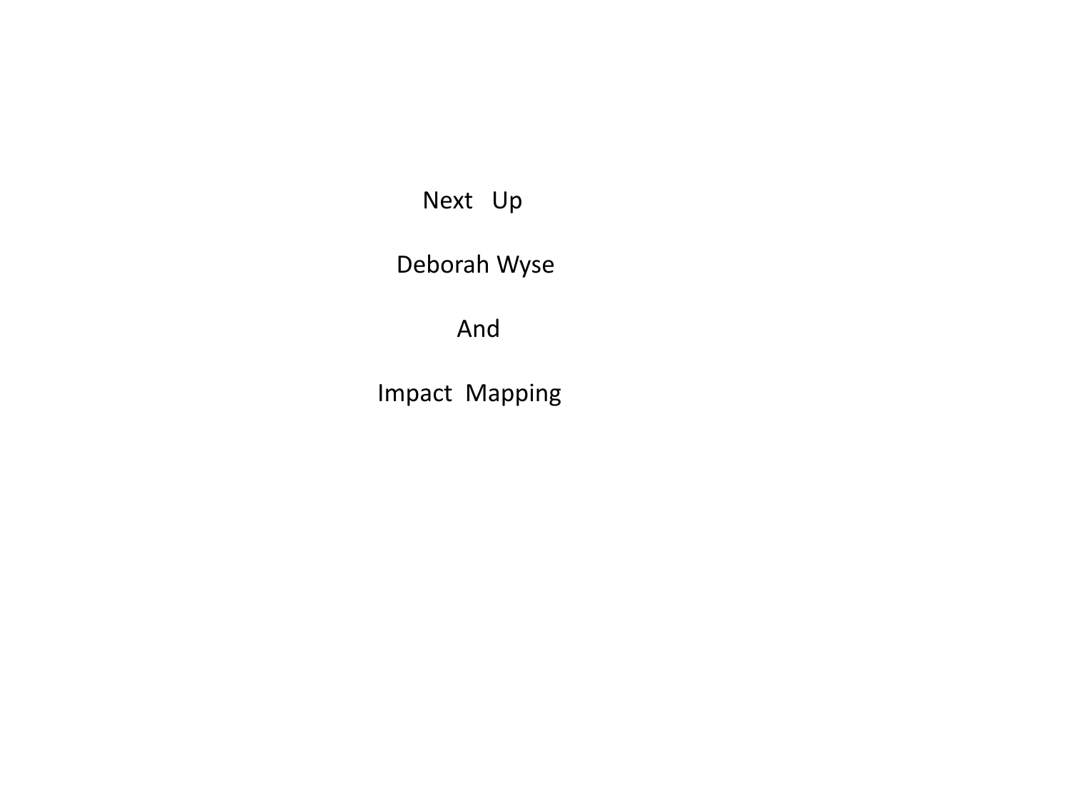Next Up

Deborah Wyse

And

Impact Mapping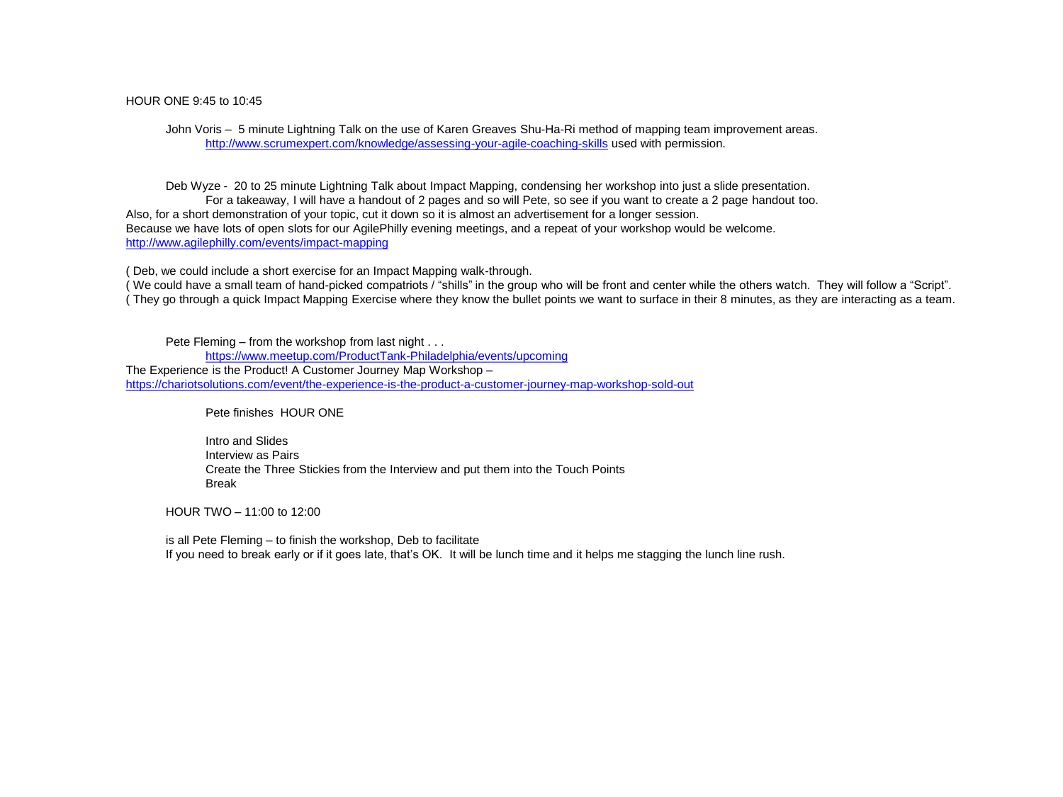HOUR ONE 9:45 to 10:45

John Voris – 5 minute Lightning Talk on the use of Karen Greaves Shu-Ha-Ri method of mapping team improvement areas.
[http://www.scrumexpert.com/knowledge/assessing-your-agile-coaching-skills](http://www.scrumexpert.com/knowledge/assessing-your-agile-coaching-skills) used with permission.

Deb Wyze - 20 to 25 minute Lightning Talk about Impact Mapping, condensing her workshop into just a slide presentation.
For a takeaway, I will have a handout of 2 pages and so will Pete, so see if you want to create a 2 page handout too.
Also, for a short demonstration of your topic, cut it down so it is almost an advertisement for a longer session.
Because we have lots of open slots for our AgilePhilly evening meetings, and a repeat of your workshop would be welcome.
[http://www.agilephilly.com/events/impact-mapping](http://www.agilephilly.com/events/impact-mapping)

( Deb, we could include a short exercise for an Impact Mapping walk-through.
( We could have a small team of hand-picked compatriots / "shills" in the group who will be front and center while the others watch. They will follow a "Script".
( They go through a quick Impact Mapping Exercise where they know the bullet points we want to surface in their 8 minutes, as they are interacting as a team.

Pete Fleming – from the workshop from last night . . .
[https://www.meetup.com/ProductTank-Philadelphia/events/upcoming](https://www.meetup.com/ProductTank-Philadelphia/events/upcoming)
The Experience is the Product! A Customer Journey Map Workshop –
[https://chariotsolutions.com/event/the-experience-is-the-product-a-customer-journey-map-workshop-sold-out](https://chariotsolutions.com/event/the-experience-is-the-product-a-customer-journey-map-workshop-sold-out)

Pete finishes HOUR ONE

Intro and Slides
Interview as Pairs
Create the Three Stickies from the Interview and put them into the Touch Points
Break

HOUR TWO – 11:00 to 12:00

is all Pete Fleming – to finish the workshop, Deb to facilitate
If you need to break early or if it goes late, that's OK. It will be lunch time and it helps me stagging the lunch line rush.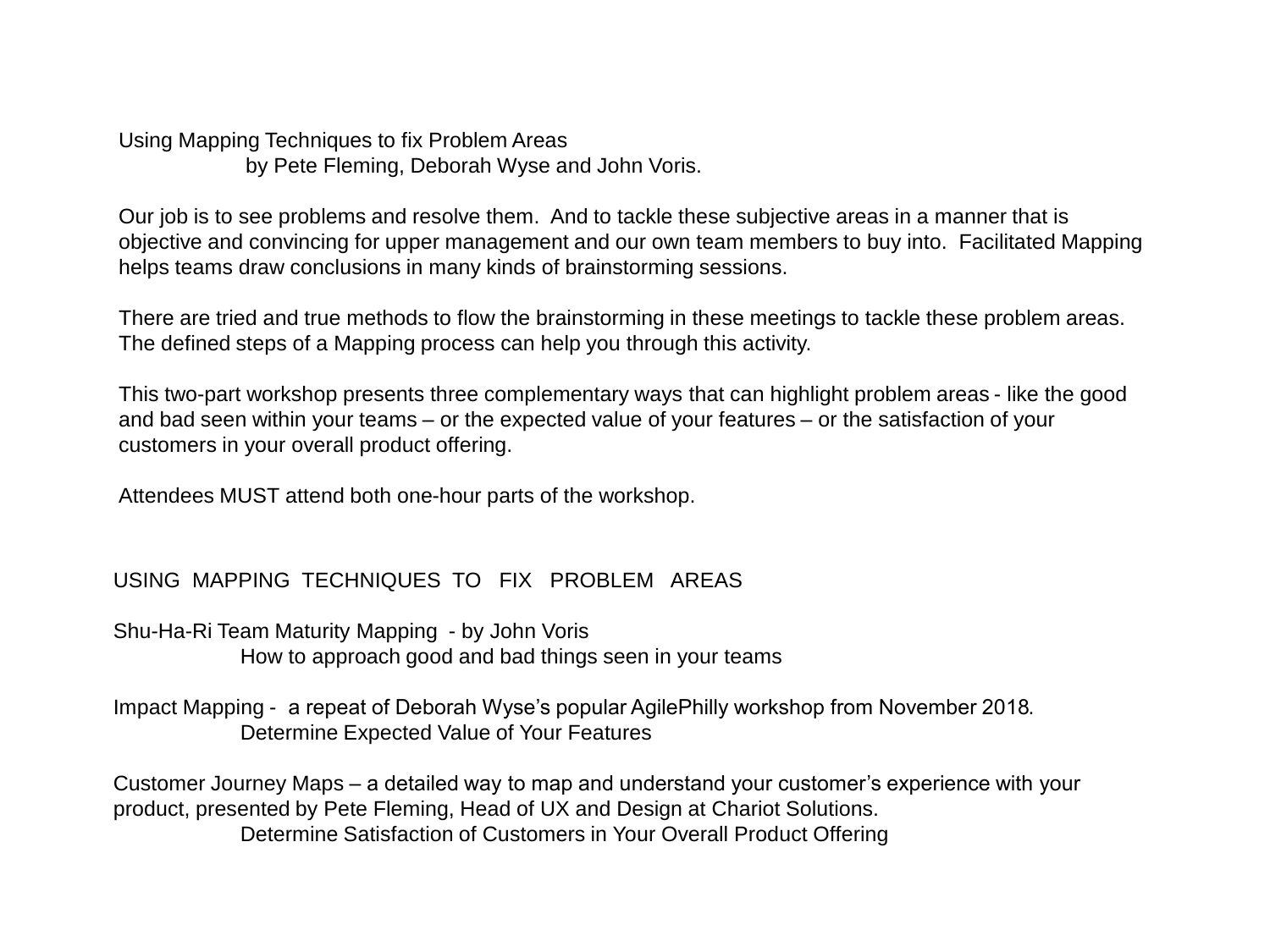Using Mapping Techniques to fix Problem Areas

by Pete Fleming, Deborah Wyse and John Voris.

Our job is to see problems and resolve them. And to tackle these subjective areas in a manner that is objective and convincing for upper management and our own team members to buy into. Facilitated Mapping helps teams draw conclusions in many kinds of brainstorming sessions.

There are tried and true methods to flow the brainstorming in these meetings to tackle these problem areas. The defined steps of a Mapping process can help you through this activity.

This two-part workshop presents three complementary ways that can highlight problem areas - like the good and bad seen within your teams – or the expected value of your features – or the satisfaction of your customers in your overall product offering.

Attendees MUST attend both one-hour parts of the workshop.

USING MAPPING TECHNIQUES TO FIX PROBLEM AREAS

Shu-Ha-Ri Team Maturity Mapping - by John Voris

How to approach good and bad things seen in your teams

Impact Mapping - a repeat of Deborah Wyse's popular AgilePhilly workshop from November 2018.

Determine Expected Value of Your Features

Customer Journey Maps – a detailed way to map and understand your customer's experience with your product, presented by Pete Fleming, Head of UX and Design at Chariot Solutions.

Determine Satisfaction of Customers in Your Overall Product Offering